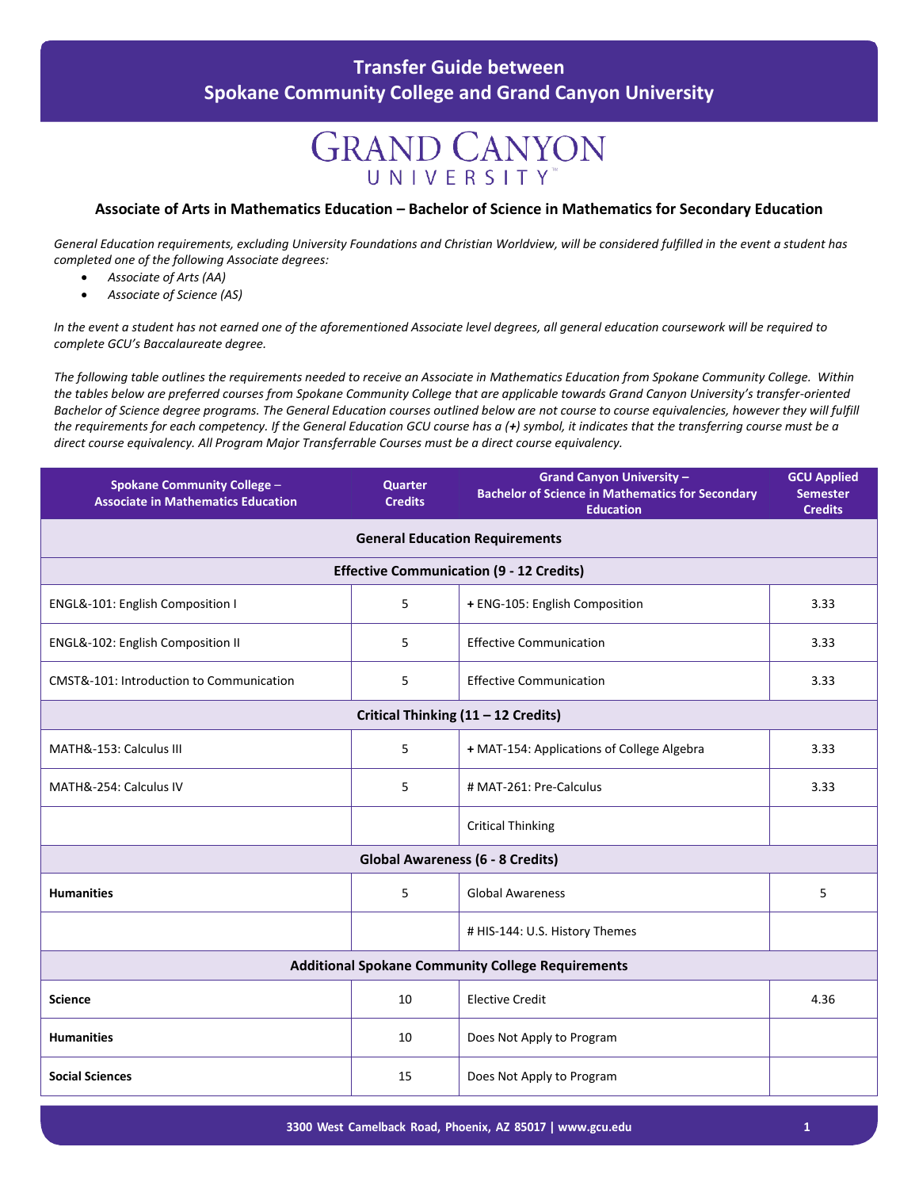# Transfer Guide between Spokane Community College and Grand Canyon University

GRAND CANYON UNIVERSITY

## Associate of Arts in Mathematics Education – Bachelor of Science in Mathematics for Secondary Education

*General Education requirements, excluding University Foundations and Christian Worldview, will be considered fulfilled in the event a student has completed one of the following Associate degrees:*

- *Associate of Arts (AA)*
- *Associate of Science (AS)*

*In the event a student has not earned one of the aforementioned Associate level degrees, all general education coursework will be required to complete GCU's Baccalaureate degree.*

*The following table outlines the requirements needed to receive an Associate in Mathematics Education from Spokane Community College. Within the tables below are preferred courses from Spokane Community College that are applicable towards Grand Canyon University's transfer-oriented Bachelor of Science degree programs. The General Education courses outlined below are not course to course equivalencies, however they will fulfill the requirements for each competency. If the General Education GCU course has a (+) symbol, it indicates that the transferring course must be a direct course equivalency. All Program Major Transferrable Courses must be a direct course equivalency.*

| Spokane Community College – Associate in Mathematics Education | Quarter Credits | Grand Canyon University – Bachelor of Science in Mathematics for Secondary Education | GCU Applied Semester Credits |
|---|---|---|---|
| **General Education Requirements** | | | |
| **Effective Communication (9 - 12 Credits)** | | | |
| ENGL&-101: English Composition I | 5 | + ENG-105: English Composition | 3.33 |
| ENGL&-102: English Composition II | 5 | Effective Communication | 3.33 |
| CMST&-101: Introduction to Communication | 5 | Effective Communication | 3.33 |
| **Critical Thinking (11 – 12 Credits)** | | | |
| MATH&-153: Calculus III | 5 | + MAT-154: Applications of College Algebra | 3.33 |
| MATH&-254: Calculus IV | 5 | # MAT-261: Pre-Calculus | 3.33 |
| | | Critical Thinking | |
| **Global Awareness (6 - 8 Credits)** | | | |
| **Humanities** | 5 | Global Awareness | 5 |
| | | # HIS-144: U.S. History Themes | |
| **Additional Spokane Community College Requirements** | | | |
| **Science** | 10 | Elective Credit | 4.36 |
| **Humanities** | 10 | Does Not Apply to Program | |
| **Social Sciences** | 15 | Does Not Apply to Program | |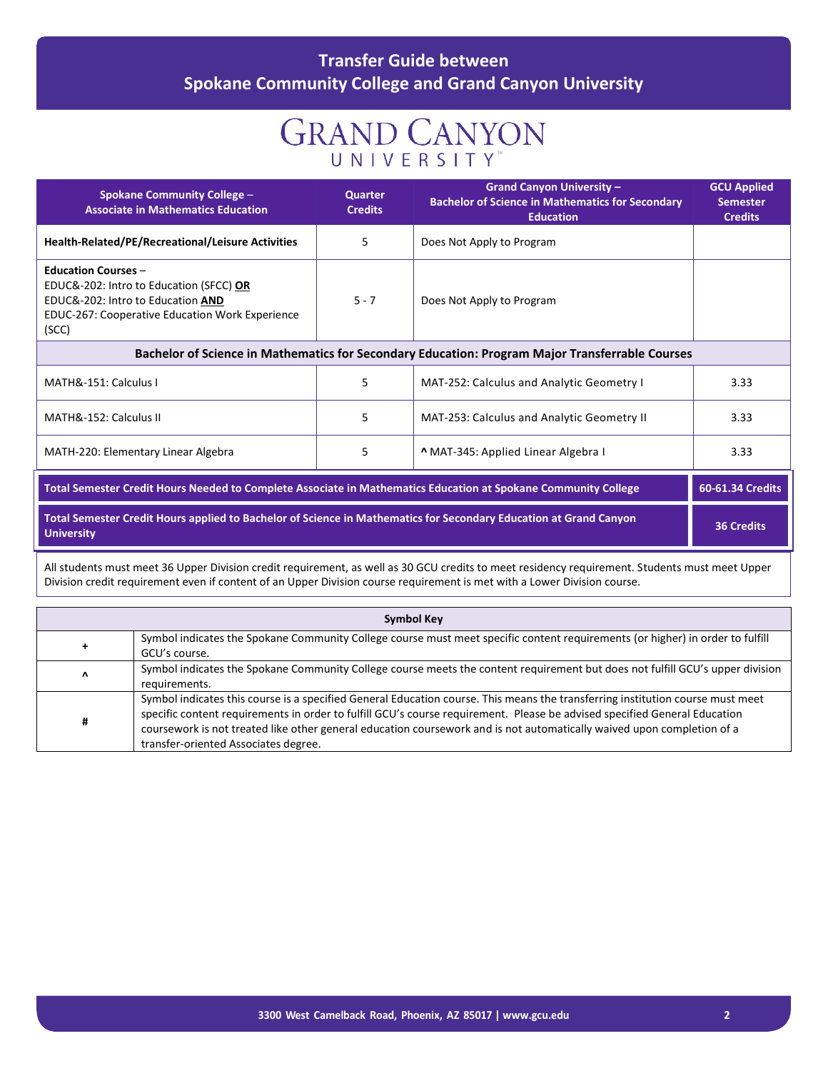# Transfer Guide between Spokane Community College and Grand Canyon University

GRAND CANYON UNIVERSITY

| Spokane Community College – Associate in Mathematics Education | Quarter Credits | Grand Canyon University – Bachelor of Science in Mathematics for Secondary Education | GCU Applied Semester Credits |
|---|---|---|---|
| **Health-Related/PE/Recreational/Leisure Activities** | 5 | Does Not Apply to Program | |
| **Education Courses** – EDUC&-202: Intro to Education (SFCC) **OR** EDUC&-202: Intro to Education **AND** EDUC-267: Cooperative Education Work Experience (SCC) | 5 - 7 | Does Not Apply to Program | |
| **Bachelor of Science in Mathematics for Secondary Education: Program Major Transferrable Courses** | | | |
| MATH&-151: Calculus I | 5 | MAT-252: Calculus and Analytic Geometry I | 3.33 |
| MATH&-152: Calculus II | 5 | MAT-253: Calculus and Analytic Geometry II | 3.33 |
| MATH-220: Elementary Linear Algebra | 5 | ^ MAT-345: Applied Linear Algebra I | 3.33 |
| **Total Semester Credit Hours Needed to Complete Associate in Mathematics Education at Spokane Community College** | | | **60-61.34 Credits** |
| **Total Semester Credit Hours applied to Bachelor of Science in Mathematics for Secondary Education at Grand Canyon University** | | | **36 Credits** |

All students must meet 36 Upper Division credit requirement, as well as 30 GCU credits to meet residency requirement. Students must meet Upper Division credit requirement even if content of an Upper Division course requirement is met with a Lower Division course.

| Symbol Key | |
|---|---|
| + | Symbol indicates the Spokane Community College course must meet specific content requirements (or higher) in order to fulfill GCU's course. |
| ^ | Symbol indicates the Spokane Community College course meets the content requirement but does not fulfill GCU's upper division requirements. |
| # | Symbol indicates this course is a specified General Education course. This means the transferring institution course must meet specific content requirements in order to fulfill GCU's course requirement. Please be advised specified General Education coursework is not treated like other general education coursework and is not automatically waived upon completion of a transfer-oriented Associates degree. |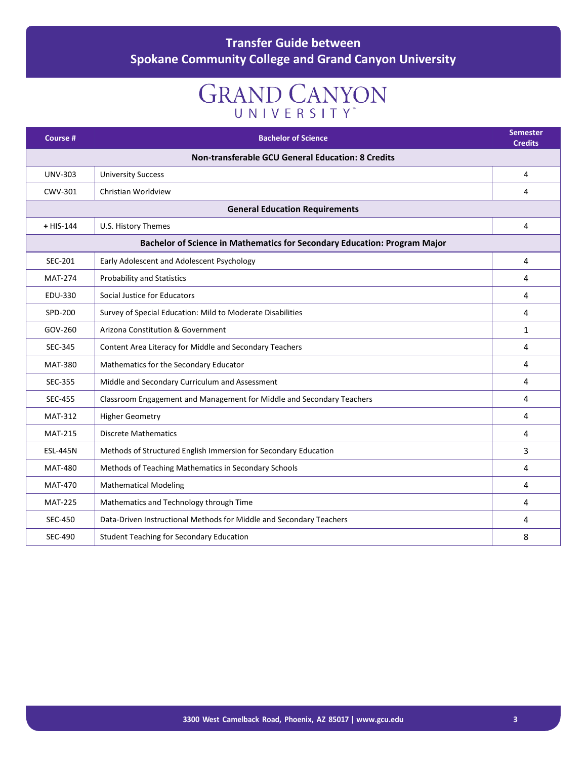# Transfer Guide between Spokane Community College and Grand Canyon University

GRAND CANYON UNIVERSITY

| Course # | Bachelor of Science | Semester Credits |
| --- | --- | --- |
| **Non-transferable GCU General Education: 8 Credits** | | |
| UNV-303 | University Success | 4 |
| CWV-301 | Christian Worldview | 4 |
| **General Education Requirements** | | |
| **+** HIS-144 | U.S. History Themes | 4 |
| **Bachelor of Science in Mathematics for Secondary Education: Program Major** | | |
| SEC-201 | Early Adolescent and Adolescent Psychology | 4 |
| MAT-274 | Probability and Statistics | 4 |
| EDU-330 | Social Justice for Educators | 4 |
| SPD-200 | Survey of Special Education: Mild to Moderate Disabilities | 4 |
| GOV-260 | Arizona Constitution & Government | 1 |
| SEC-345 | Content Area Literacy for Middle and Secondary Teachers | 4 |
| MAT-380 | Mathematics for the Secondary Educator | 4 |
| SEC-355 | Middle and Secondary Curriculum and Assessment | 4 |
| SEC-455 | Classroom Engagement and Management for Middle and Secondary Teachers | 4 |
| MAT-312 | Higher Geometry | 4 |
| MAT-215 | Discrete Mathematics | 4 |
| ESL-445N | Methods of Structured English Immersion for Secondary Education | 3 |
| MAT-480 | Methods of Teaching Mathematics in Secondary Schools | 4 |
| MAT-470 | Mathematical Modeling | 4 |
| MAT-225 | Mathematics and Technology through Time | 4 |
| SEC-450 | Data-Driven Instructional Methods for Middle and Secondary Teachers | 4 |
| SEC-490 | Student Teaching for Secondary Education | 8 |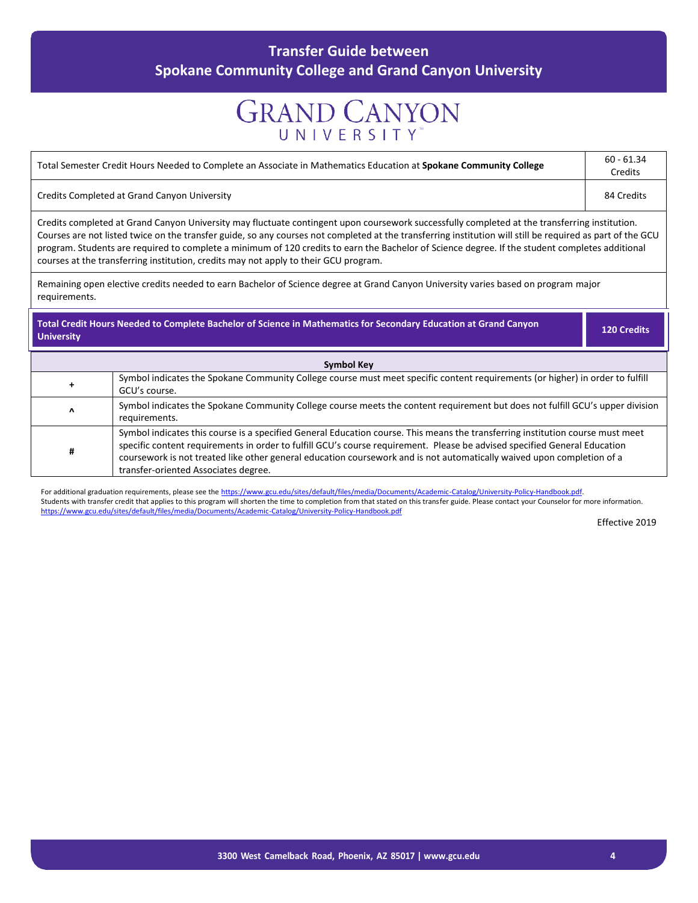# Transfer Guide between Spokane Community College and Grand Canyon University

GRAND CANYON UNIVERSITY

| | |
|---|---|
| Total Semester Credit Hours Needed to Complete an Associate in Mathematics Education at **Spokane Community College** | 60 - 61.34 Credits |
| Credits Completed at Grand Canyon University | 84 Credits |

Credits completed at Grand Canyon University may fluctuate contingent upon coursework successfully completed at the transferring institution. Courses are not listed twice on the transfer guide, so any courses not completed at the transferring institution will still be required as part of the GCU program. Students are required to complete a minimum of 120 credits to earn the Bachelor of Science degree. If the student completes additional courses at the transferring institution, credits may not apply to their GCU program.

Remaining open elective credits needed to earn Bachelor of Science degree at Grand Canyon University varies based on program major requirements.

| | |
|---|---|
| **Total Credit Hours Needed to Complete Bachelor of Science in Mathematics for Secondary Education at Grand Canyon University** | **120 Credits** |

| **Symbol Key** | |
|---|---|
| + | Symbol indicates the Spokane Community College course must meet specific content requirements (or higher) in order to fulfill GCU's course. |
| ^ | Symbol indicates the Spokane Community College course meets the content requirement but does not fulfill GCU's upper division requirements. |
| # | Symbol indicates this course is a specified General Education course. This means the transferring institution course must meet specific content requirements in order to fulfill GCU's course requirement. Please be advised specified General Education coursework is not treated like other general education coursework and is not automatically waived upon completion of a transfer-oriented Associates degree. |

For additional graduation requirements, please see the https://www.gcu.edu/sites/default/files/media/Documents/Academic-Catalog/University-Policy-Handbook.pdf.
Students with transfer credit that applies to this program will shorten the time to completion from that stated on this transfer guide. Please contact your Counselor for more information.
https://www.gcu.edu/sites/default/files/media/Documents/Academic-Catalog/University-Policy-Handbook.pdf

Effective 2019

3300 West Camelback Road, Phoenix, AZ 85017 | www.gcu.edu